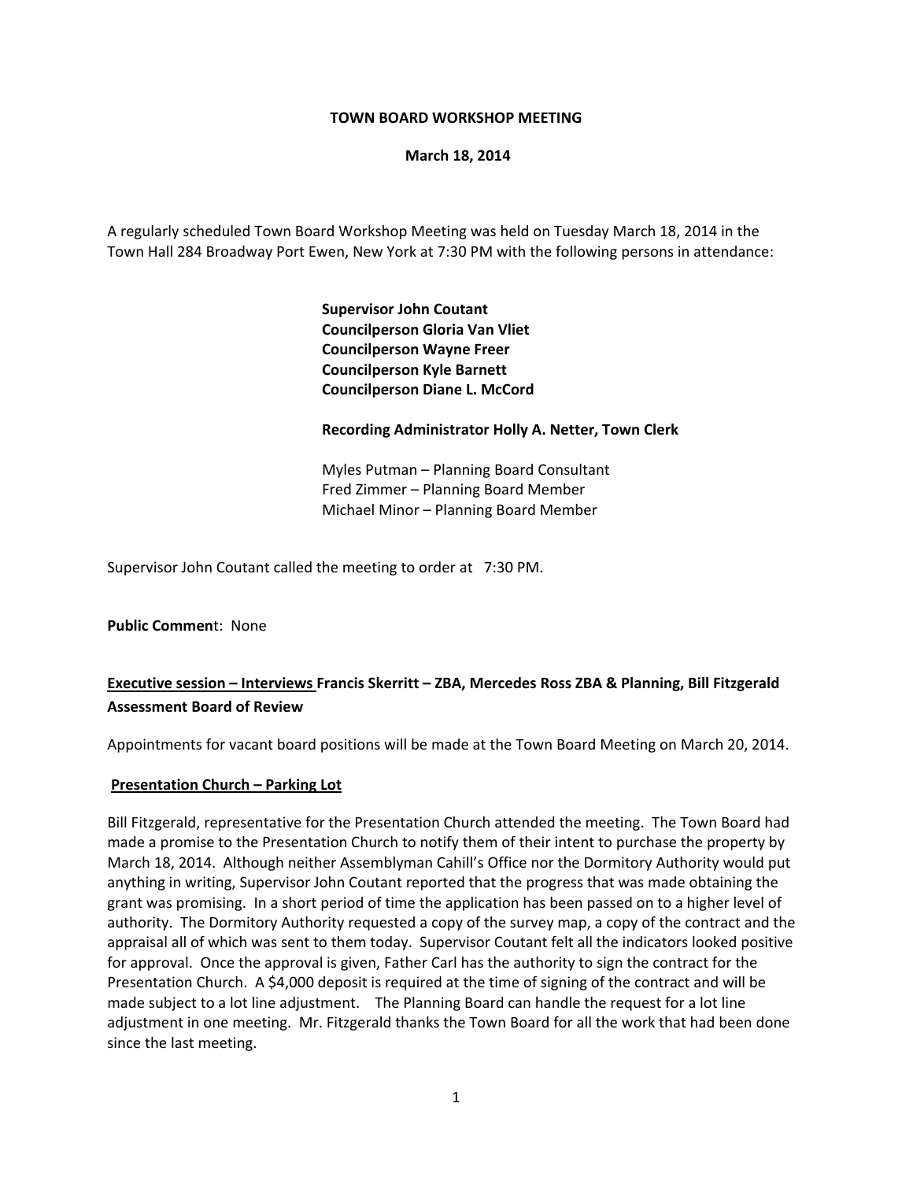# TOWN BOARD WORKSHOP MEETING

**March 18, 2014**

A regularly scheduled Town Board Workshop Meeting was held on Tuesday March 18, 2014 in the Town Hall 284 Broadway Port Ewen, New York at 7:30 PM with the following persons in attendance:

**Supervisor John Coutant**
**Councilperson Gloria Van Vliet**
**Councilperson Wayne Freer**
**Councilperson Kyle Barnett**
**Councilperson Diane L. McCord**

**Recording Administrator Holly A. Netter, Town Clerk**

Myles Putman – Planning Board Consultant
Fred Zimmer – Planning Board Member
Michael Minor – Planning Board Member

Supervisor John Coutant called the meeting to order at 7:30 PM.

**Public Commen**t: None

**<u>Executive session – Interviews</u> Francis Skerritt – ZBA, Mercedes Ross ZBA & Planning, Bill Fitzgerald Assessment Board of Review**

Appointments for vacant board positions will be made at the Town Board Meeting on March 20, 2014.

**<u>Presentation Church – Parking Lot</u>**

Bill Fitzgerald, representative for the Presentation Church attended the meeting. The Town Board had made a promise to the Presentation Church to notify them of their intent to purchase the property by March 18, 2014. Although neither Assemblyman Cahill's Office nor the Dormitory Authority would put anything in writing, Supervisor John Coutant reported that the progress that was made obtaining the grant was promising. In a short period of time the application has been passed on to a higher level of authority. The Dormitory Authority requested a copy of the survey map, a copy of the contract and the appraisal all of which was sent to them today. Supervisor Coutant felt all the indicators looked positive for approval. Once the approval is given, Father Carl has the authority to sign the contract for the Presentation Church. A $4,000 deposit is required at the time of signing of the contract and will be made subject to a lot line adjustment. The Planning Board can handle the request for a lot line adjustment in one meeting. Mr. Fitzgerald thanks the Town Board for all the work that had been done since the last meeting.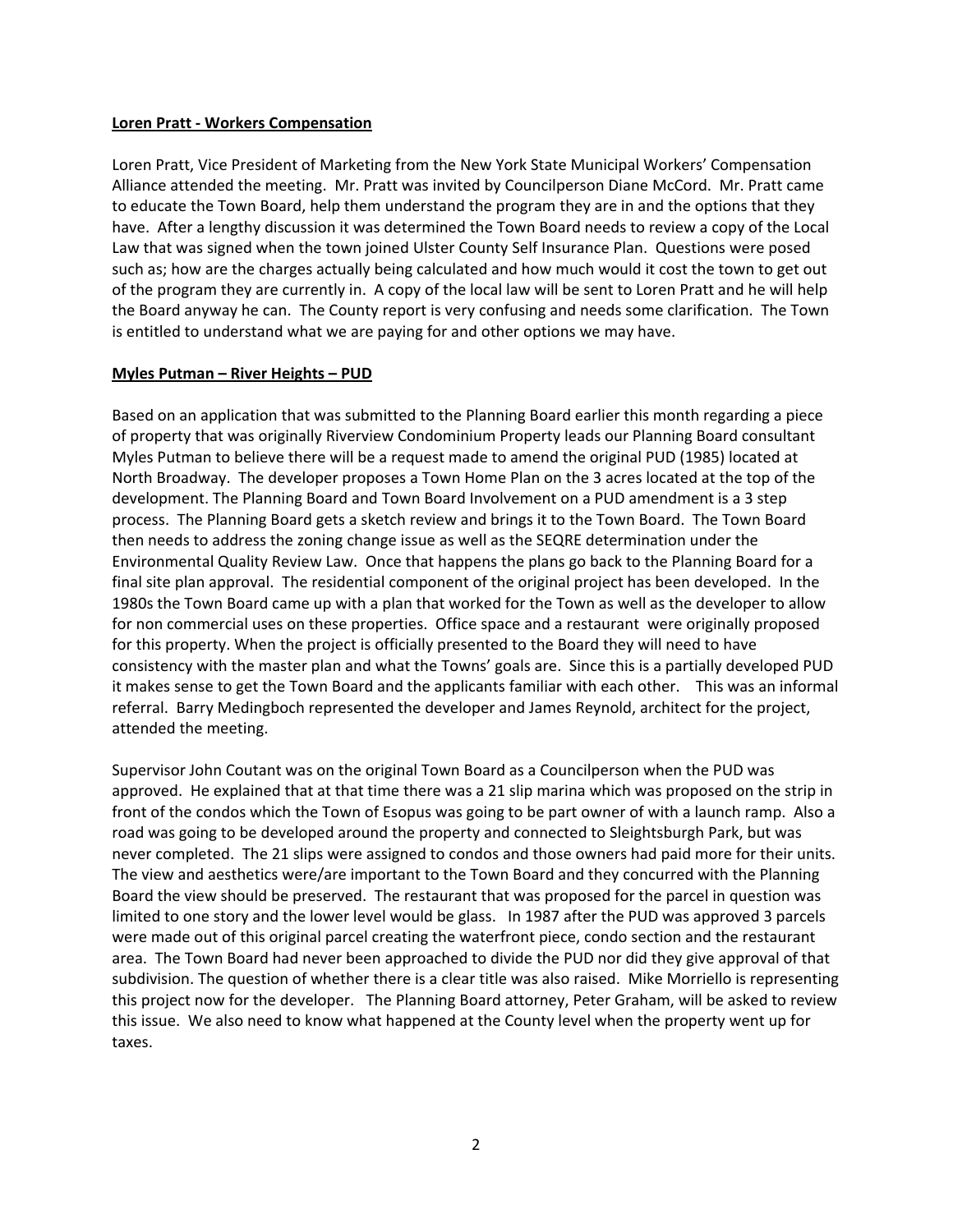**Loren Pratt - Workers Compensation**

Loren Pratt, Vice President of Marketing from the New York State Municipal Workers' Compensation Alliance attended the meeting. Mr. Pratt was invited by Councilperson Diane McCord. Mr. Pratt came to educate the Town Board, help them understand the program they are in and the options that they have. After a lengthy discussion it was determined the Town Board needs to review a copy of the Local Law that was signed when the town joined Ulster County Self Insurance Plan. Questions were posed such as; how are the charges actually being calculated and how much would it cost the town to get out of the program they are currently in. A copy of the local law will be sent to Loren Pratt and he will help the Board anyway he can. The County report is very confusing and needs some clarification. The Town is entitled to understand what we are paying for and other options we may have.

**Myles Putman – River Heights – PUD**

Based on an application that was submitted to the Planning Board earlier this month regarding a piece of property that was originally Riverview Condominium Property leads our Planning Board consultant Myles Putman to believe there will be a request made to amend the original PUD (1985) located at North Broadway. The developer proposes a Town Home Plan on the 3 acres located at the top of the development. The Planning Board and Town Board Involvement on a PUD amendment is a 3 step process. The Planning Board gets a sketch review and brings it to the Town Board. The Town Board then needs to address the zoning change issue as well as the SEQRE determination under the Environmental Quality Review Law. Once that happens the plans go back to the Planning Board for a final site plan approval. The residential component of the original project has been developed. In the 1980s the Town Board came up with a plan that worked for the Town as well as the developer to allow for non commercial uses on these properties. Office space and a restaurant were originally proposed for this property. When the project is officially presented to the Board they will need to have consistency with the master plan and what the Towns' goals are. Since this is a partially developed PUD it makes sense to get the Town Board and the applicants familiar with each other. This was an informal referral. Barry Medingboch represented the developer and James Reynold, architect for the project, attended the meeting.

Supervisor John Coutant was on the original Town Board as a Councilperson when the PUD was approved. He explained that at that time there was a 21 slip marina which was proposed on the strip in front of the condos which the Town of Esopus was going to be part owner of with a launch ramp. Also a road was going to be developed around the property and connected to Sleightsburgh Park, but was never completed. The 21 slips were assigned to condos and those owners had paid more for their units. The view and aesthetics were/are important to the Town Board and they concurred with the Planning Board the view should be preserved. The restaurant that was proposed for the parcel in question was limited to one story and the lower level would be glass. In 1987 after the PUD was approved 3 parcels were made out of this original parcel creating the waterfront piece, condo section and the restaurant area. The Town Board had never been approached to divide the PUD nor did they give approval of that subdivision. The question of whether there is a clear title was also raised. Mike Morriello is representing this project now for the developer. The Planning Board attorney, Peter Graham, will be asked to review this issue. We also need to know what happened at the County level when the property went up for taxes.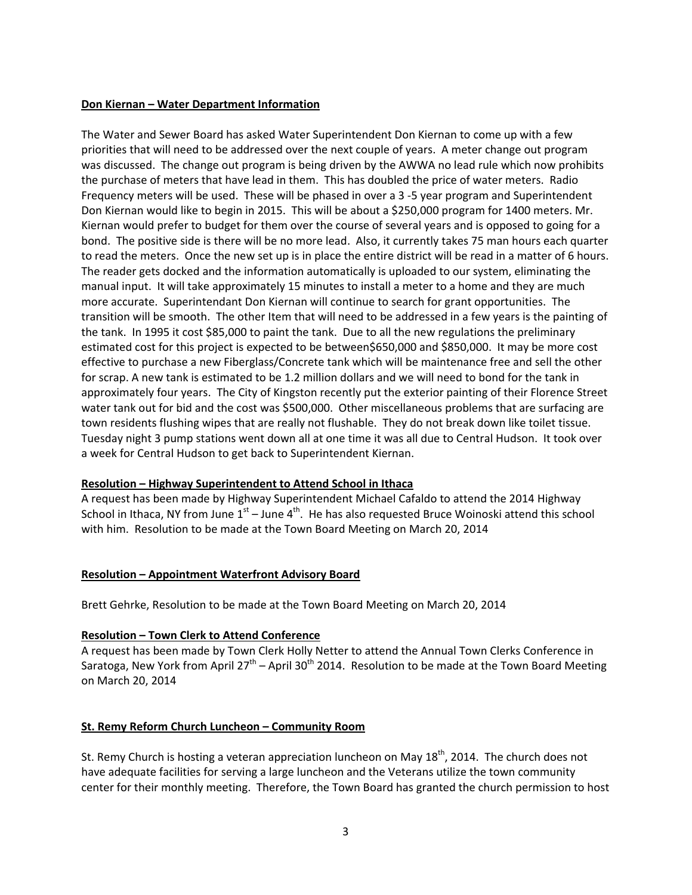**Don Kiernan – Water Department Information**

The Water and Sewer Board has asked Water Superintendent Don Kiernan to come up with a few priorities that will need to be addressed over the next couple of years. A meter change out program was discussed. The change out program is being driven by the AWWA no lead rule which now prohibits the purchase of meters that have lead in them. This has doubled the price of water meters. Radio Frequency meters will be used. These will be phased in over a 3 -5 year program and Superintendent Don Kiernan would like to begin in 2015. This will be about a $250,000 program for 1400 meters. Mr. Kiernan would prefer to budget for them over the course of several years and is opposed to going for a bond. The positive side is there will be no more lead. Also, it currently takes 75 man hours each quarter to read the meters. Once the new set up is in place the entire district will be read in a matter of 6 hours. The reader gets docked and the information automatically is uploaded to our system, eliminating the manual input. It will take approximately 15 minutes to install a meter to a home and they are much more accurate. Superintendant Don Kiernan will continue to search for grant opportunities. The transition will be smooth. The other Item that will need to be addressed in a few years is the painting of the tank. In 1995 it cost $85,000 to paint the tank. Due to all the new regulations the preliminary estimated cost for this project is expected to be between$650,000 and $850,000. It may be more cost effective to purchase a new Fiberglass/Concrete tank which will be maintenance free and sell the other for scrap. A new tank is estimated to be 1.2 million dollars and we will need to bond for the tank in approximately four years. The City of Kingston recently put the exterior painting of their Florence Street water tank out for bid and the cost was $500,000. Other miscellaneous problems that are surfacing are town residents flushing wipes that are really not flushable. They do not break down like toilet tissue. Tuesday night 3 pump stations went down all at one time it was all due to Central Hudson. It took over a week for Central Hudson to get back to Superintendent Kiernan.

**Resolution – Highway Superintendent to Attend School in Ithaca**

A request has been made by Highway Superintendent Michael Cafaldo to attend the 2014 Highway School in Ithaca, NY from June 1st – June 4th. He has also requested Bruce Woinoski attend this school with him. Resolution to be made at the Town Board Meeting on March 20, 2014

**Resolution – Appointment Waterfront Advisory Board**

Brett Gehrke, Resolution to be made at the Town Board Meeting on March 20, 2014

**Resolution – Town Clerk to Attend Conference**

A request has been made by Town Clerk Holly Netter to attend the Annual Town Clerks Conference in Saratoga, New York from April 27th – April 30th 2014. Resolution to be made at the Town Board Meeting on March 20, 2014

**St. Remy Reform Church Luncheon – Community Room**

St. Remy Church is hosting a veteran appreciation luncheon on May 18th, 2014. The church does not have adequate facilities for serving a large luncheon and the Veterans utilize the town community center for their monthly meeting. Therefore, the Town Board has granted the church permission to host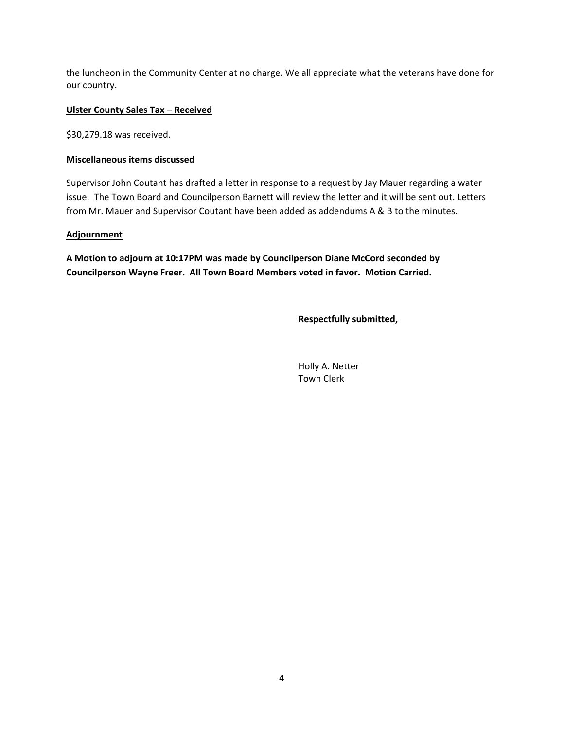the luncheon in the Community Center at no charge. We all appreciate what the veterans have done for our country.

**Ulster County Sales Tax – Received**

$30,279.18 was received.

**Miscellaneous items discussed**

Supervisor John Coutant has drafted a letter in response to a request by Jay Mauer regarding a water issue. The Town Board and Councilperson Barnett will review the letter and it will be sent out. Letters from Mr. Mauer and Supervisor Coutant have been added as addendums A & B to the minutes.

**Adjournment**

**A Motion to adjourn at 10:17PM was made by Councilperson Diane McCord seconded by Councilperson Wayne Freer. All Town Board Members voted in favor. Motion Carried.**

**Respectfully submitted,**

Holly A. Netter
Town Clerk